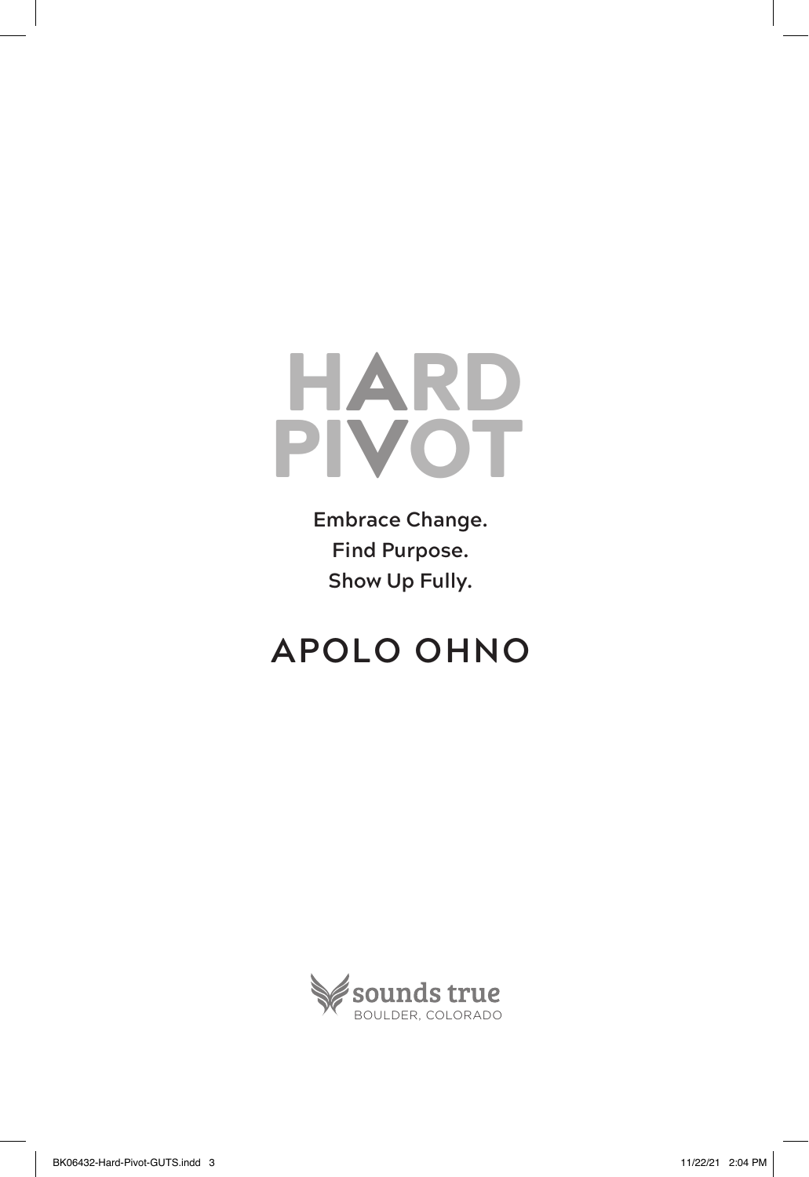# HARD PIVOT

Embrace Change.
Find Purpose.
Show Up Fully.

## APOLO OHNO

sounds true
BOULDER, COLORADO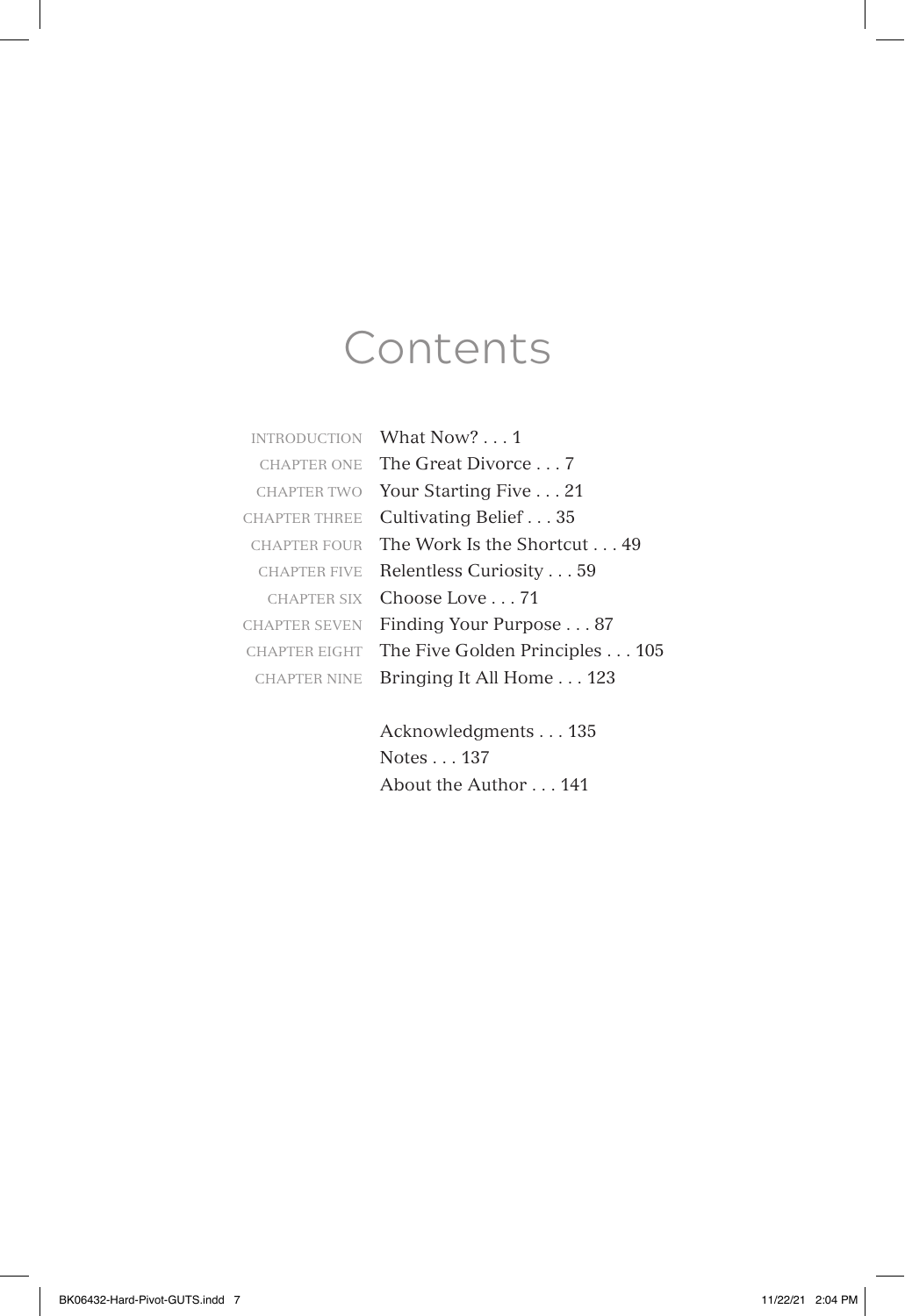# Contents

| | |
|---|---|
| INTRODUCTION | What Now? . . . 1 |
| CHAPTER ONE | The Great Divorce . . . 7 |
| CHAPTER TWO | Your Starting Five . . . 21 |
| CHAPTER THREE | Cultivating Belief . . . 35 |
| CHAPTER FOUR | The Work Is the Shortcut . . . 49 |
| CHAPTER FIVE | Relentless Curiosity . . . 59 |
| CHAPTER SIX | Choose Love . . . 71 |
| CHAPTER SEVEN | Finding Your Purpose . . . 87 |
| CHAPTER EIGHT | The Five Golden Principles . . . 105 |
| CHAPTER NINE | Bringing It All Home . . . 123 |

Acknowledgments . . . 135

Notes . . . 137

About the Author . . . 141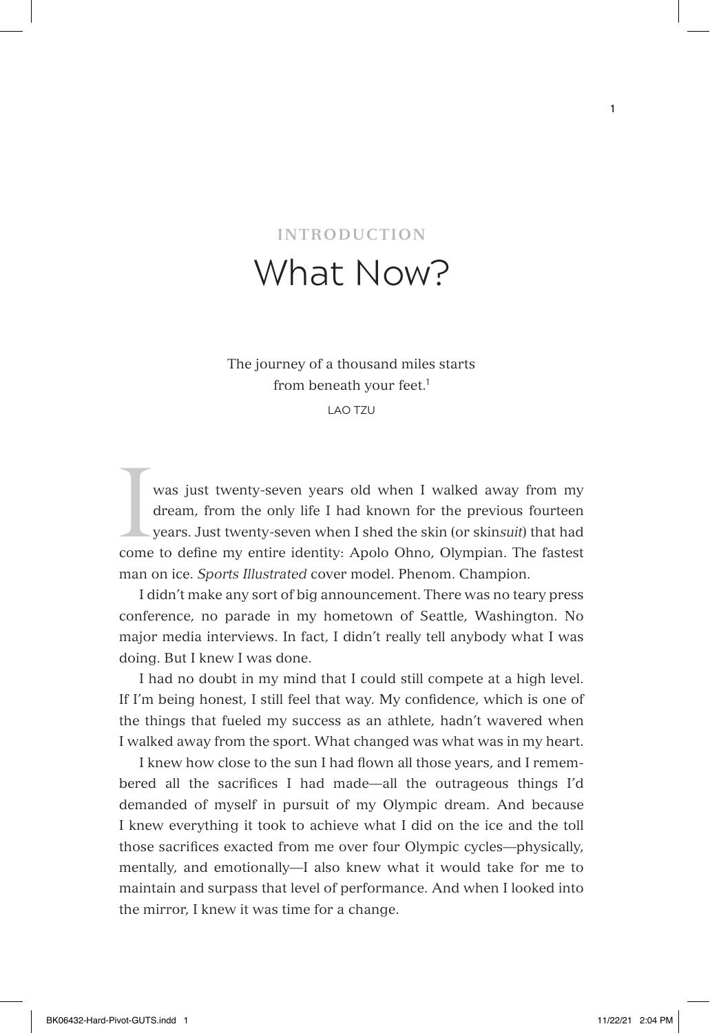# INTRODUCTION

# What Now?

> The journey of a thousand miles starts from beneath your feet.[1]
>
> LAO TZU

I was just twenty-seven years old when I walked away from my dream, from the only life I had known for the previous fourteen years. Just twenty-seven when I shed the skin (or skin*suit*) that had come to define my entire identity: Apolo Ohno, Olympian. The fastest man on ice. *Sports Illustrated* cover model. Phenom. Champion.

I didn't make any sort of big announcement. There was no teary press conference, no parade in my hometown of Seattle, Washington. No major media interviews. In fact, I didn't really tell anybody what I was doing. But I knew I was done.

I had no doubt in my mind that I could still compete at a high level. If I'm being honest, I still feel that way. My confidence, which is one of the things that fueled my success as an athlete, hadn't wavered when I walked away from the sport. What changed was what was in my heart.

I knew how close to the sun I had flown all those years, and I remembered all the sacrifices I had made—all the outrageous things I'd demanded of myself in pursuit of my Olympic dream. And because I knew everything it took to achieve what I did on the ice and the toll those sacrifices exacted from me over four Olympic cycles—physically, mentally, and emotionally—I also knew what it would take for me to maintain and surpass that level of performance. And when I looked into the mirror, I knew it was time for a change.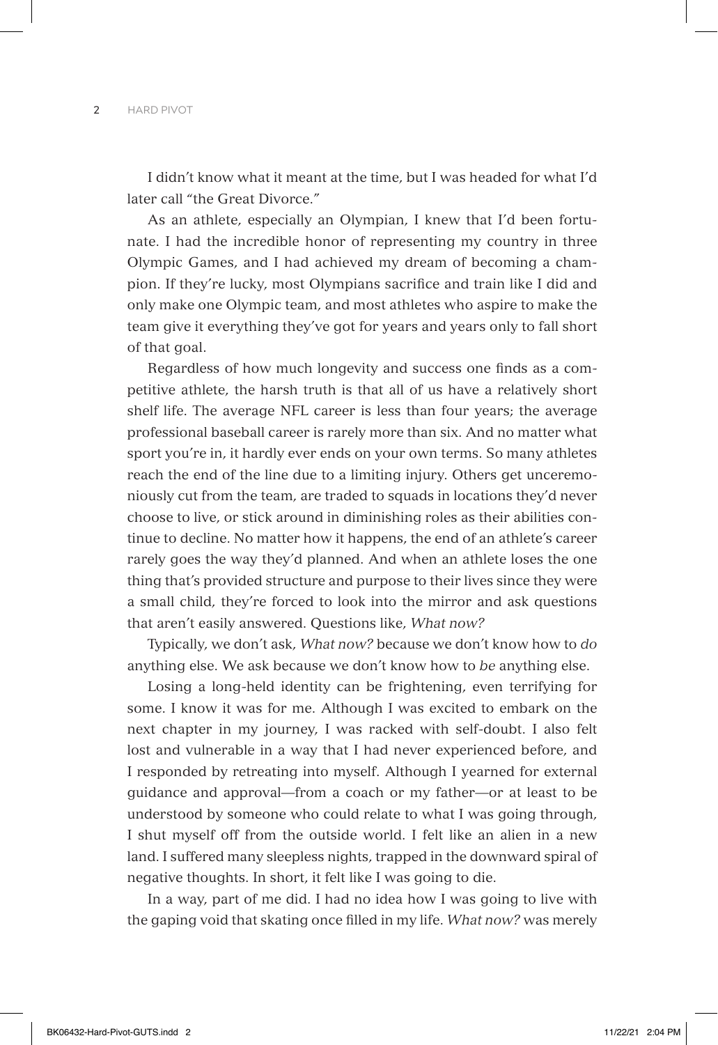I didn't know what it meant at the time, but I was headed for what I'd later call "the Great Divorce."

As an athlete, especially an Olympian, I knew that I'd been fortunate. I had the incredible honor of representing my country in three Olympic Games, and I had achieved my dream of becoming a champion. If they're lucky, most Olympians sacrifice and train like I did and only make one Olympic team, and most athletes who aspire to make the team give it everything they've got for years and years only to fall short of that goal.

Regardless of how much longevity and success one finds as a competitive athlete, the harsh truth is that all of us have a relatively short shelf life. The average NFL career is less than four years; the average professional baseball career is rarely more than six. And no matter what sport you're in, it hardly ever ends on your own terms. So many athletes reach the end of the line due to a limiting injury. Others get unceremoniously cut from the team, are traded to squads in locations they'd never choose to live, or stick around in diminishing roles as their abilities continue to decline. No matter how it happens, the end of an athlete's career rarely goes the way they'd planned. And when an athlete loses the one thing that's provided structure and purpose to their lives since they were a small child, they're forced to look into the mirror and ask questions that aren't easily answered. Questions like, *What now?*

Typically, we don't ask, *What now?* because we don't know how to *do* anything else. We ask because we don't know how to *be* anything else.

Losing a long-held identity can be frightening, even terrifying for some. I know it was for me. Although I was excited to embark on the next chapter in my journey, I was racked with self-doubt. I also felt lost and vulnerable in a way that I had never experienced before, and I responded by retreating into myself. Although I yearned for external guidance and approval—from a coach or my father—or at least to be understood by someone who could relate to what I was going through, I shut myself off from the outside world. I felt like an alien in a new land. I suffered many sleepless nights, trapped in the downward spiral of negative thoughts. In short, it felt like I was going to die.

In a way, part of me did. I had no idea how I was going to live with the gaping void that skating once filled in my life. *What now?* was merely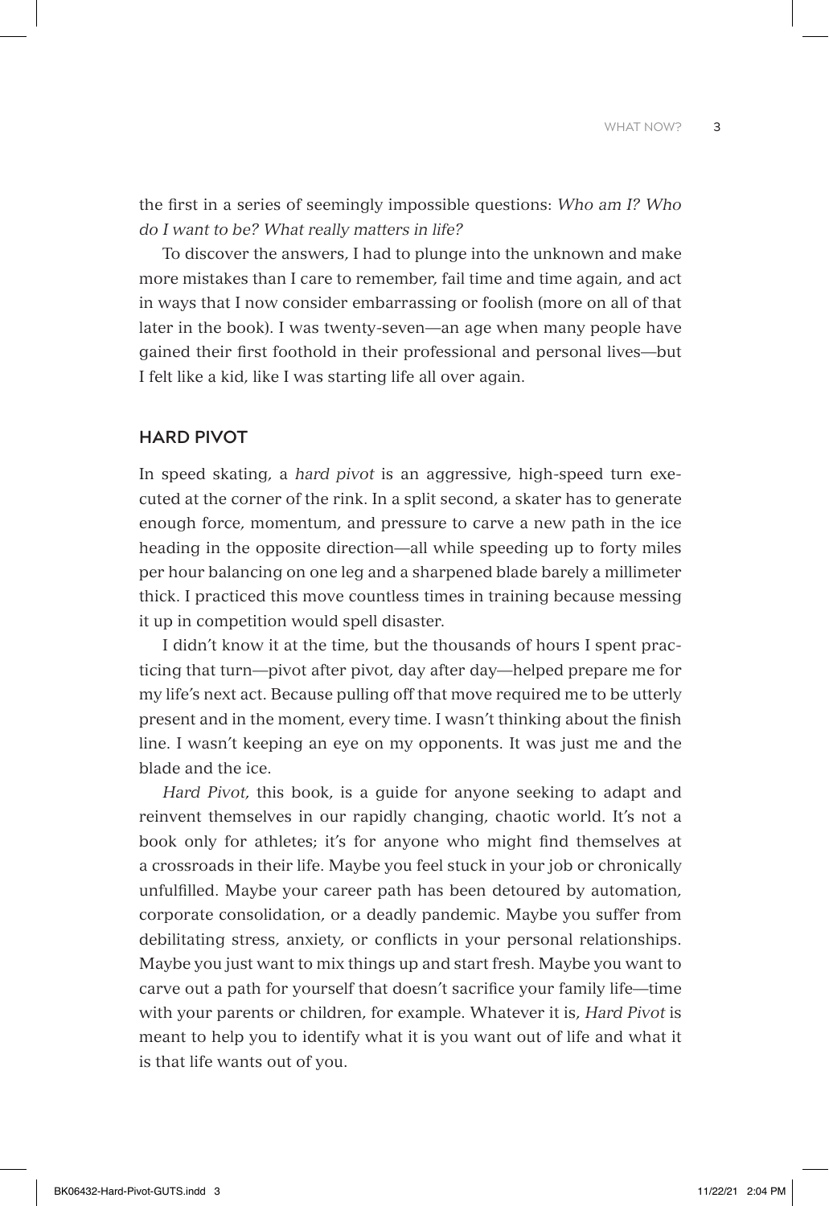the first in a series of seemingly impossible questions: *Who am I? Who do I want to be? What really matters in life?*

To discover the answers, I had to plunge into the unknown and make more mistakes than I care to remember, fail time and time again, and act in ways that I now consider embarrassing or foolish (more on all of that later in the book). I was twenty-seven—an age when many people have gained their first foothold in their professional and personal lives—but I felt like a kid, like I was starting life all over again.

## HARD PIVOT

In speed skating, a *hard pivot* is an aggressive, high-speed turn executed at the corner of the rink. In a split second, a skater has to generate enough force, momentum, and pressure to carve a new path in the ice heading in the opposite direction—all while speeding up to forty miles per hour balancing on one leg and a sharpened blade barely a millimeter thick. I practiced this move countless times in training because messing it up in competition would spell disaster.

I didn't know it at the time, but the thousands of hours I spent practicing that turn—pivot after pivot, day after day—helped prepare me for my life's next act. Because pulling off that move required me to be utterly present and in the moment, every time. I wasn't thinking about the finish line. I wasn't keeping an eye on my opponents. It was just me and the blade and the ice.

*Hard Pivot*, this book, is a guide for anyone seeking to adapt and reinvent themselves in our rapidly changing, chaotic world. It's not a book only for athletes; it's for anyone who might find themselves at a crossroads in their life. Maybe you feel stuck in your job or chronically unfulfilled. Maybe your career path has been detoured by automation, corporate consolidation, or a deadly pandemic. Maybe you suffer from debilitating stress, anxiety, or conflicts in your personal relationships. Maybe you just want to mix things up and start fresh. Maybe you want to carve out a path for yourself that doesn't sacrifice your family life—time with your parents or children, for example. Whatever it is, *Hard Pivot* is meant to help you to identify what it is you want out of life and what it is that life wants out of you.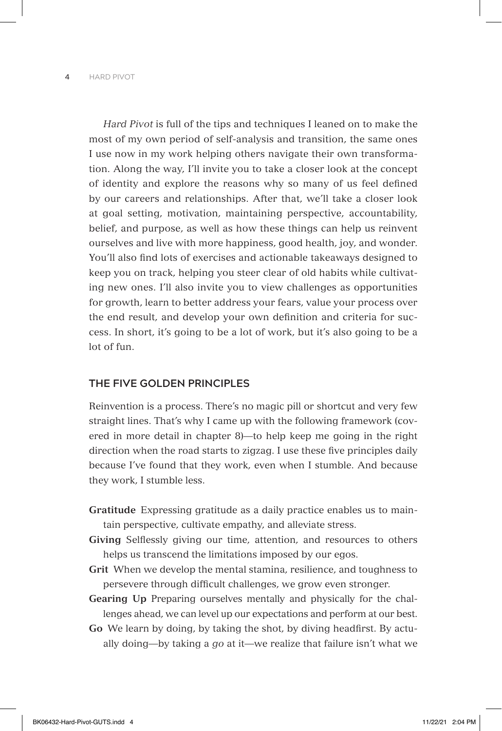*Hard Pivot* is full of the tips and techniques I leaned on to make the most of my own period of self-analysis and transition, the same ones I use now in my work helping others navigate their own transformation. Along the way, I'll invite you to take a closer look at the concept of identity and explore the reasons why so many of us feel defined by our careers and relationships. After that, we'll take a closer look at goal setting, motivation, maintaining perspective, accountability, belief, and purpose, as well as how these things can help us reinvent ourselves and live with more happiness, good health, joy, and wonder. You'll also find lots of exercises and actionable takeaways designed to keep you on track, helping you steer clear of old habits while cultivating new ones. I'll also invite you to view challenges as opportunities for growth, learn to better address your fears, value your process over the end result, and develop your own definition and criteria for success. In short, it's going to be a lot of work, but it's also going to be a lot of fun.

## THE FIVE GOLDEN PRINCIPLES

Reinvention is a process. There's no magic pill or shortcut and very few straight lines. That's why I came up with the following framework (covered in more detail in chapter 8)—to help keep me going in the right direction when the road starts to zigzag. I use these five principles daily because I've found that they work, even when I stumble. And because they work, I stumble less.

**Gratitude** Expressing gratitude as a daily practice enables us to maintain perspective, cultivate empathy, and alleviate stress.

**Giving** Selflessly giving our time, attention, and resources to others helps us transcend the limitations imposed by our egos.

**Grit** When we develop the mental stamina, resilience, and toughness to persevere through difficult challenges, we grow even stronger.

**Gearing Up** Preparing ourselves mentally and physically for the challenges ahead, we can level up our expectations and perform at our best.

**Go** We learn by doing, by taking the shot, by diving headfirst. By actually doing—by taking a *go* at it—we realize that failure isn't what we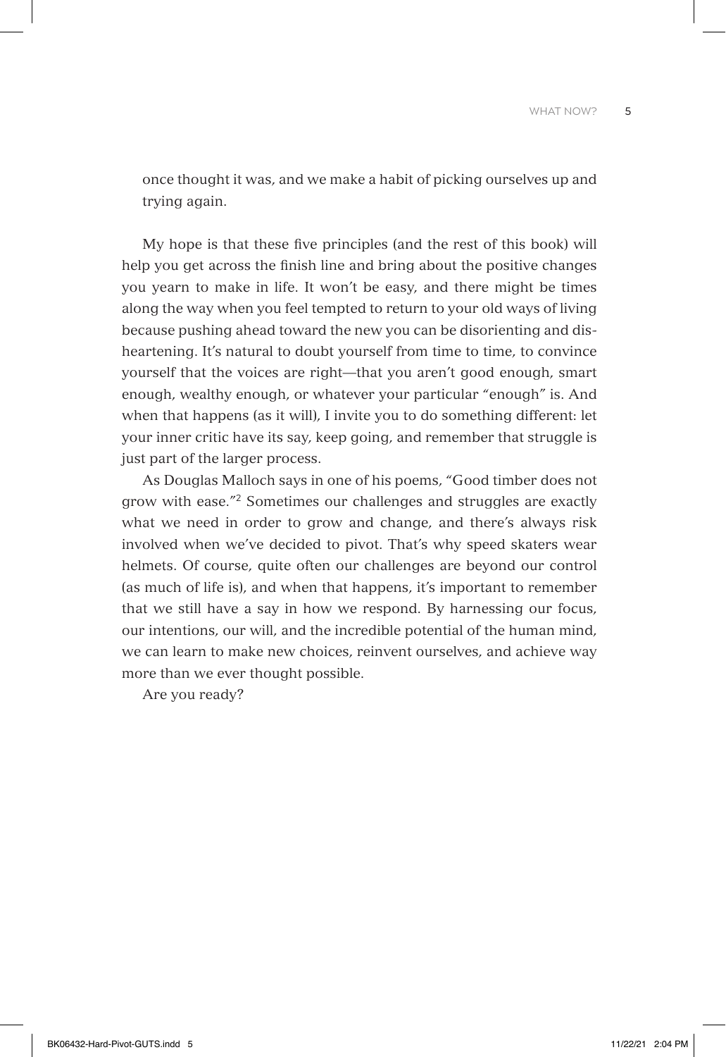once thought it was, and we make a habit of picking ourselves up and trying again.

My hope is that these five principles (and the rest of this book) will help you get across the finish line and bring about the positive changes you yearn to make in life. It won't be easy, and there might be times along the way when you feel tempted to return to your old ways of living because pushing ahead toward the new you can be disorienting and disheartening. It's natural to doubt yourself from time to time, to convince yourself that the voices are right—that you aren't good enough, smart enough, wealthy enough, or whatever your particular "enough" is. And when that happens (as it will), I invite you to do something different: let your inner critic have its say, keep going, and remember that struggle is just part of the larger process.

As Douglas Malloch says in one of his poems, "Good timber does not grow with ease."[2] Sometimes our challenges and struggles are exactly what we need in order to grow and change, and there's always risk involved when we've decided to pivot. That's why speed skaters wear helmets. Of course, quite often our challenges are beyond our control (as much of life is), and when that happens, it's important to remember that we still have a say in how we respond. By harnessing our focus, our intentions, our will, and the incredible potential of the human mind, we can learn to make new choices, reinvent ourselves, and achieve way more than we ever thought possible.

Are you ready?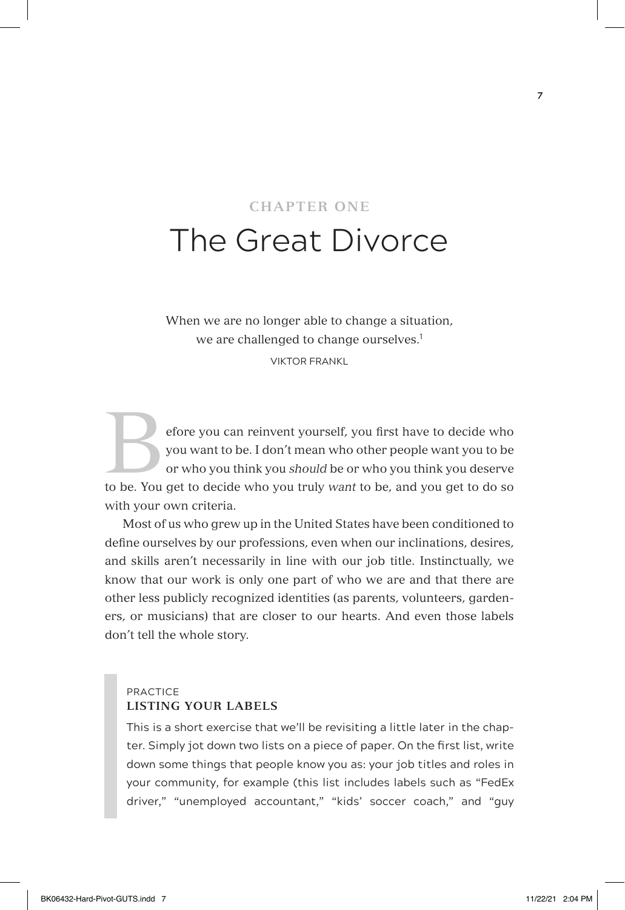## CHAPTER ONE

# The Great Divorce

When we are no longer able to change a situation,
we are challenged to change ourselves.[1]

VIKTOR FRANKL

Before you can reinvent yourself, you first have to decide who you want to be. I don't mean who other people want you to be or who you think you *should* be or who you think you deserve to be. You get to decide who you truly *want* to be, and you get to do so with your own criteria.

Most of us who grew up in the United States have been conditioned to define ourselves by our professions, even when our inclinations, desires, and skills aren't necessarily in line with our job title. Instinctually, we know that our work is only one part of who we are and that there are other less publicly recognized identities (as parents, volunteers, gardeners, or musicians) that are closer to our hearts. And even those labels don't tell the whole story.

> PRACTICE
> **LISTING YOUR LABELS**
>
> This is a short exercise that we'll be revisiting a little later in the chapter. Simply jot down two lists on a piece of paper. On the first list, write down some things that people know you as: your job titles and roles in your community, for example (this list includes labels such as "FedEx driver," "unemployed accountant," "kids' soccer coach," and "guy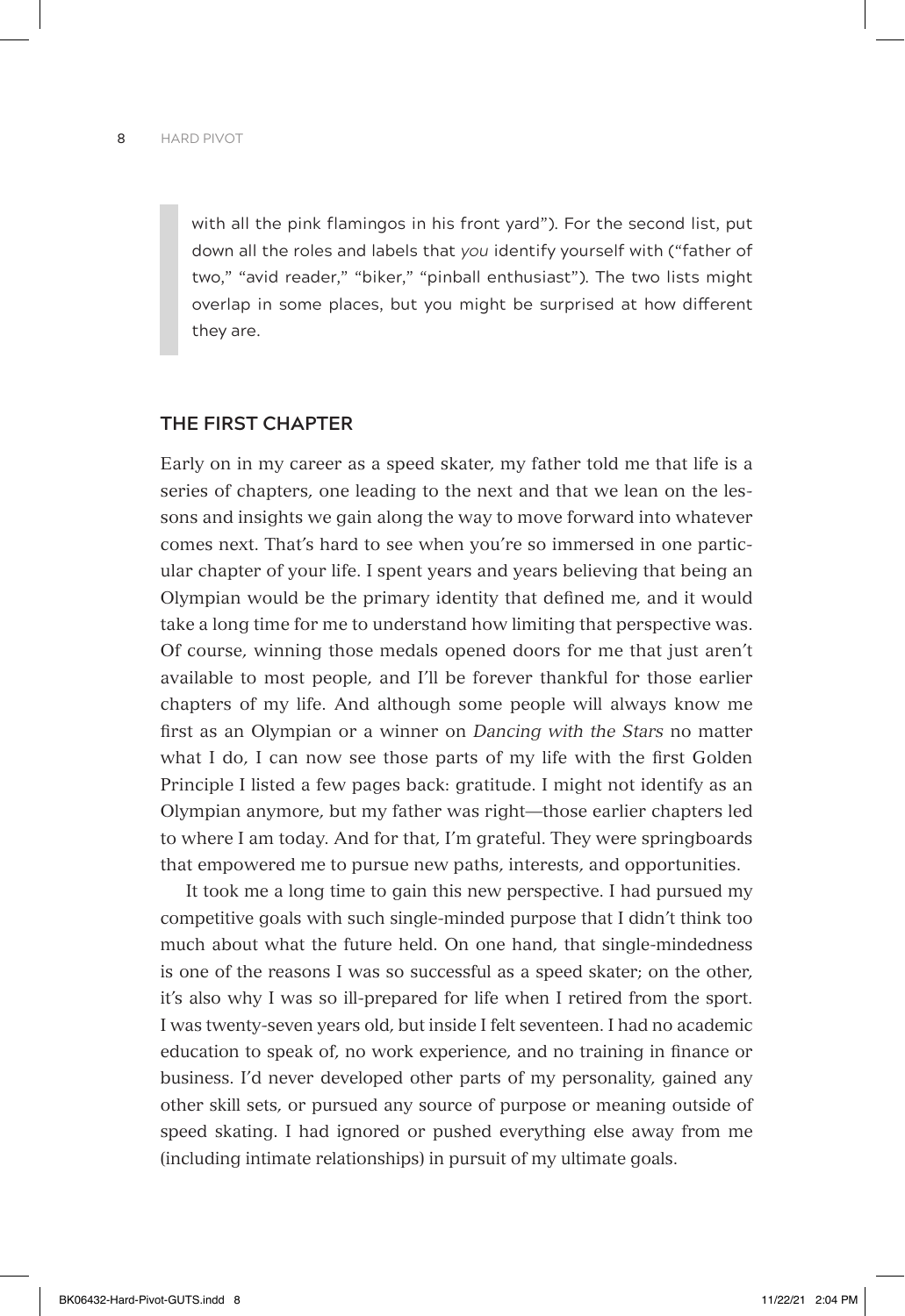with all the pink flamingos in his front yard"). For the second list, put down all the roles and labels that *you* identify yourself with ("father of two," "avid reader," "biker," "pinball enthusiast"). The two lists might overlap in some places, but you might be surprised at how different they are.

## THE FIRST CHAPTER

Early on in my career as a speed skater, my father told me that life is a series of chapters, one leading to the next and that we lean on the lessons and insights we gain along the way to move forward into whatever comes next. That's hard to see when you're so immersed in one particular chapter of your life. I spent years and years believing that being an Olympian would be the primary identity that defined me, and it would take a long time for me to understand how limiting that perspective was. Of course, winning those medals opened doors for me that just aren't available to most people, and I'll be forever thankful for those earlier chapters of my life. And although some people will always know me first as an Olympian or a winner on *Dancing with the Stars* no matter what I do, I can now see those parts of my life with the first Golden Principle I listed a few pages back: gratitude. I might not identify as an Olympian anymore, but my father was right—those earlier chapters led to where I am today. And for that, I'm grateful. They were springboards that empowered me to pursue new paths, interests, and opportunities.

It took me a long time to gain this new perspective. I had pursued my competitive goals with such single-minded purpose that I didn't think too much about what the future held. On one hand, that single-mindedness is one of the reasons I was so successful as a speed skater; on the other, it's also why I was so ill-prepared for life when I retired from the sport. I was twenty-seven years old, but inside I felt seventeen. I had no academic education to speak of, no work experience, and no training in finance or business. I'd never developed other parts of my personality, gained any other skill sets, or pursued any source of purpose or meaning outside of speed skating. I had ignored or pushed everything else away from me (including intimate relationships) in pursuit of my ultimate goals.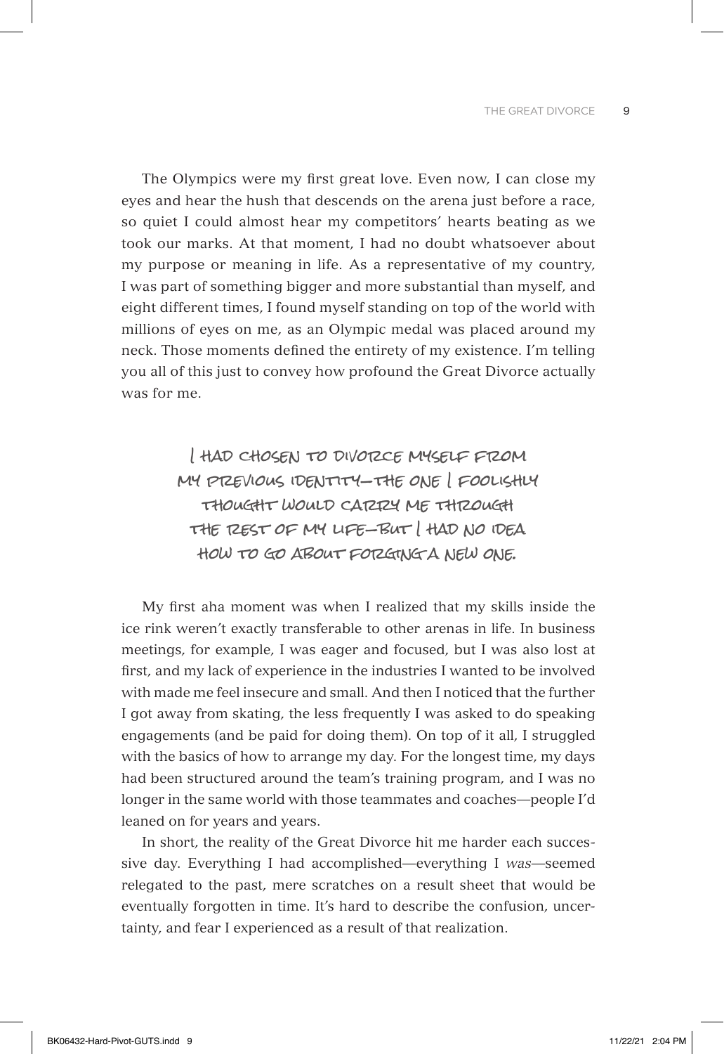The Olympics were my first great love. Even now, I can close my eyes and hear the hush that descends on the arena just before a race, so quiet I could almost hear my competitors' hearts beating as we took our marks. At that moment, I had no doubt whatsoever about my purpose or meaning in life. As a representative of my country, I was part of something bigger and more substantial than myself, and eight different times, I found myself standing on top of the world with millions of eyes on me, as an Olympic medal was placed around my neck. Those moments defined the entirety of my existence. I'm telling you all of this just to convey how profound the Great Divorce actually was for me.

> I HAD CHOSEN TO DIVORCE MYSELF FROM MY PREVIOUS IDENTITY—THE ONE I FOOLISHLY THOUGHT WOULD CARRY ME THROUGH THE REST OF MY LIFE—BUT I HAD NO IDEA HOW TO GO ABOUT FORGING A NEW ONE.

My first aha moment was when I realized that my skills inside the ice rink weren't exactly transferable to other arenas in life. In business meetings, for example, I was eager and focused, but I was also lost at first, and my lack of experience in the industries I wanted to be involved with made me feel insecure and small. And then I noticed that the further I got away from skating, the less frequently I was asked to do speaking engagements (and be paid for doing them). On top of it all, I struggled with the basics of how to arrange my day. For the longest time, my days had been structured around the team's training program, and I was no longer in the same world with those teammates and coaches—people I'd leaned on for years and years.

In short, the reality of the Great Divorce hit me harder each successive day. Everything I had accomplished—everything I *was*—seemed relegated to the past, mere scratches on a result sheet that would be eventually forgotten in time. It's hard to describe the confusion, uncertainty, and fear I experienced as a result of that realization.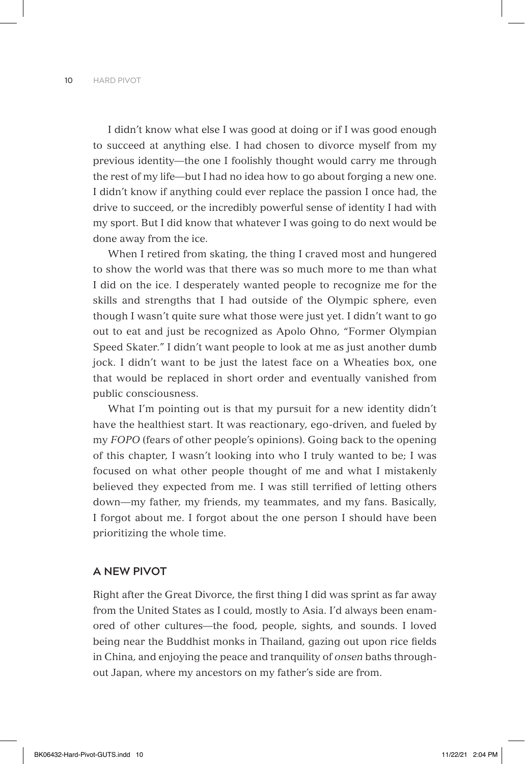I didn't know what else I was good at doing or if I was good enough to succeed at anything else. I had chosen to divorce myself from my previous identity—the one I foolishly thought would carry me through the rest of my life—but I had no idea how to go about forging a new one. I didn't know if anything could ever replace the passion I once had, the drive to succeed, or the incredibly powerful sense of identity I had with my sport. But I did know that whatever I was going to do next would be done away from the ice.

When I retired from skating, the thing I craved most and hungered to show the world was that there was so much more to me than what I did on the ice. I desperately wanted people to recognize me for the skills and strengths that I had outside of the Olympic sphere, even though I wasn't quite sure what those were just yet. I didn't want to go out to eat and just be recognized as Apolo Ohno, "Former Olympian Speed Skater." I didn't want people to look at me as just another dumb jock. I didn't want to be just the latest face on a Wheaties box, one that would be replaced in short order and eventually vanished from public consciousness.

What I'm pointing out is that my pursuit for a new identity didn't have the healthiest start. It was reactionary, ego-driven, and fueled by my *FOPO* (fears of other people's opinions). Going back to the opening of this chapter, I wasn't looking into who I truly wanted to be; I was focused on what other people thought of me and what I mistakenly believed they expected from me. I was still terrified of letting others down—my father, my friends, my teammates, and my fans. Basically, I forgot about me. I forgot about the one person I should have been prioritizing the whole time.

## A NEW PIVOT

Right after the Great Divorce, the first thing I did was sprint as far away from the United States as I could, mostly to Asia. I'd always been enamored of other cultures—the food, people, sights, and sounds. I loved being near the Buddhist monks in Thailand, gazing out upon rice fields in China, and enjoying the peace and tranquility of *onsen* baths throughout Japan, where my ancestors on my father's side are from.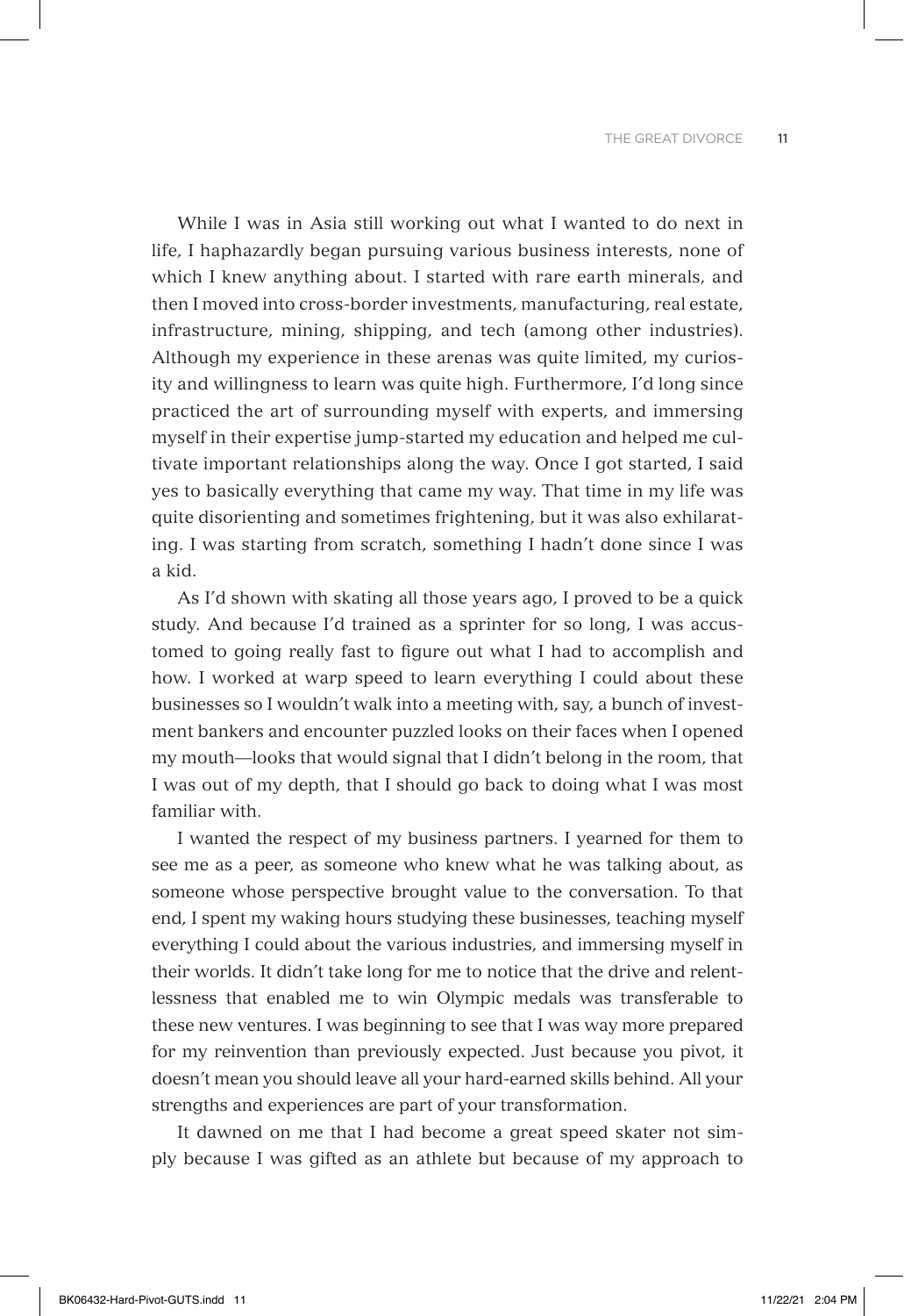While I was in Asia still working out what I wanted to do next in life, I haphazardly began pursuing various business interests, none of which I knew anything about. I started with rare earth minerals, and then I moved into cross-border investments, manufacturing, real estate, infrastructure, mining, shipping, and tech (among other industries). Although my experience in these arenas was quite limited, my curiosity and willingness to learn was quite high. Furthermore, I'd long since practiced the art of surrounding myself with experts, and immersing myself in their expertise jump-started my education and helped me cultivate important relationships along the way. Once I got started, I said yes to basically everything that came my way. That time in my life was quite disorienting and sometimes frightening, but it was also exhilarating. I was starting from scratch, something I hadn't done since I was a kid.

As I'd shown with skating all those years ago, I proved to be a quick study. And because I'd trained as a sprinter for so long, I was accustomed to going really fast to figure out what I had to accomplish and how. I worked at warp speed to learn everything I could about these businesses so I wouldn't walk into a meeting with, say, a bunch of investment bankers and encounter puzzled looks on their faces when I opened my mouth—looks that would signal that I didn't belong in the room, that I was out of my depth, that I should go back to doing what I was most familiar with.

I wanted the respect of my business partners. I yearned for them to see me as a peer, as someone who knew what he was talking about, as someone whose perspective brought value to the conversation. To that end, I spent my waking hours studying these businesses, teaching myself everything I could about the various industries, and immersing myself in their worlds. It didn't take long for me to notice that the drive and relentlessness that enabled me to win Olympic medals was transferable to these new ventures. I was beginning to see that I was way more prepared for my reinvention than previously expected. Just because you pivot, it doesn't mean you should leave all your hard-earned skills behind. All your strengths and experiences are part of your transformation.

It dawned on me that I had become a great speed skater not simply because I was gifted as an athlete but because of my approach to